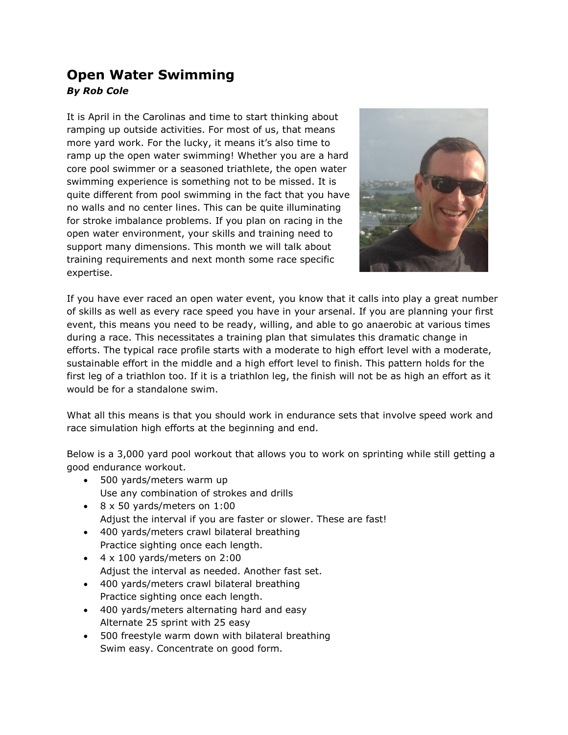# Open Water Swimming

***By Rob Cole***

It is April in the Carolinas and time to start thinking about ramping up outside activities. For most of us, that means more yard work. For the lucky, it means it's also time to ramp up the open water swimming! Whether you are a hard core pool swimmer or a seasoned triathlete, the open water swimming experience is something not to be missed. It is quite different from pool swimming in the fact that you have no walls and no center lines. This can be quite illuminating for stroke imbalance problems. If you plan on racing in the open water environment, your skills and training need to support many dimensions. This month we will talk about training requirements and next month some race specific expertise.

If you have ever raced an open water event, you know that it calls into play a great number of skills as well as every race speed you have in your arsenal. If you are planning your first event, this means you need to be ready, willing, and able to go anaerobic at various times during a race. This necessitates a training plan that simulates this dramatic change in efforts. The typical race profile starts with a moderate to high effort level with a moderate, sustainable effort in the middle and a high effort level to finish. This pattern holds for the first leg of a triathlon too. If it is a triathlon leg, the finish will not be as high an effort as it would be for a standalone swim.

What all this means is that you should work in endurance sets that involve speed work and race simulation high efforts at the beginning and end.

Below is a 3,000 yard pool workout that allows you to work on sprinting while still getting a good endurance workout.

- 500 yards/meters warm up
  Use any combination of strokes and drills
- 8 x 50 yards/meters on 1:00
  Adjust the interval if you are faster or slower. These are fast!
- 400 yards/meters crawl bilateral breathing
  Practice sighting once each length.
- 4 x 100 yards/meters on 2:00
  Adjust the interval as needed. Another fast set.
- 400 yards/meters crawl bilateral breathing
  Practice sighting once each length.
- 400 yards/meters alternating hard and easy
  Alternate 25 sprint with 25 easy
- 500 freestyle warm down with bilateral breathing
  Swim easy. Concentrate on good form.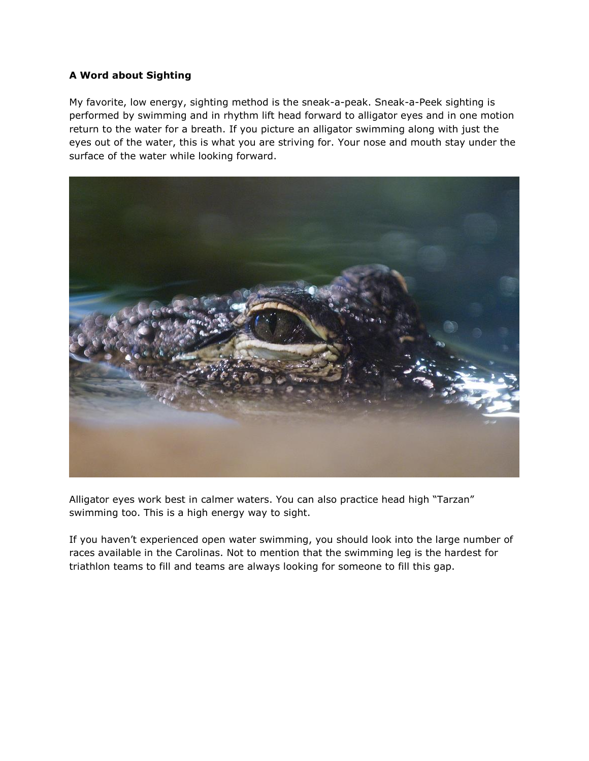**A Word about Sighting**

My favorite, low energy, sighting method is the sneak-a-peak. Sneak-a-Peek sighting is performed by swimming and in rhythm lift head forward to alligator eyes and in one motion return to the water for a breath. If you picture an alligator swimming along with just the eyes out of the water, this is what you are striving for. Your nose and mouth stay under the surface of the water while looking forward.

Alligator eyes work best in calmer waters. You can also practice head high "Tarzan" swimming too. This is a high energy way to sight.

If you haven't experienced open water swimming, you should look into the large number of races available in the Carolinas. Not to mention that the swimming leg is the hardest for triathlon teams to fill and teams are always looking for someone to fill this gap.